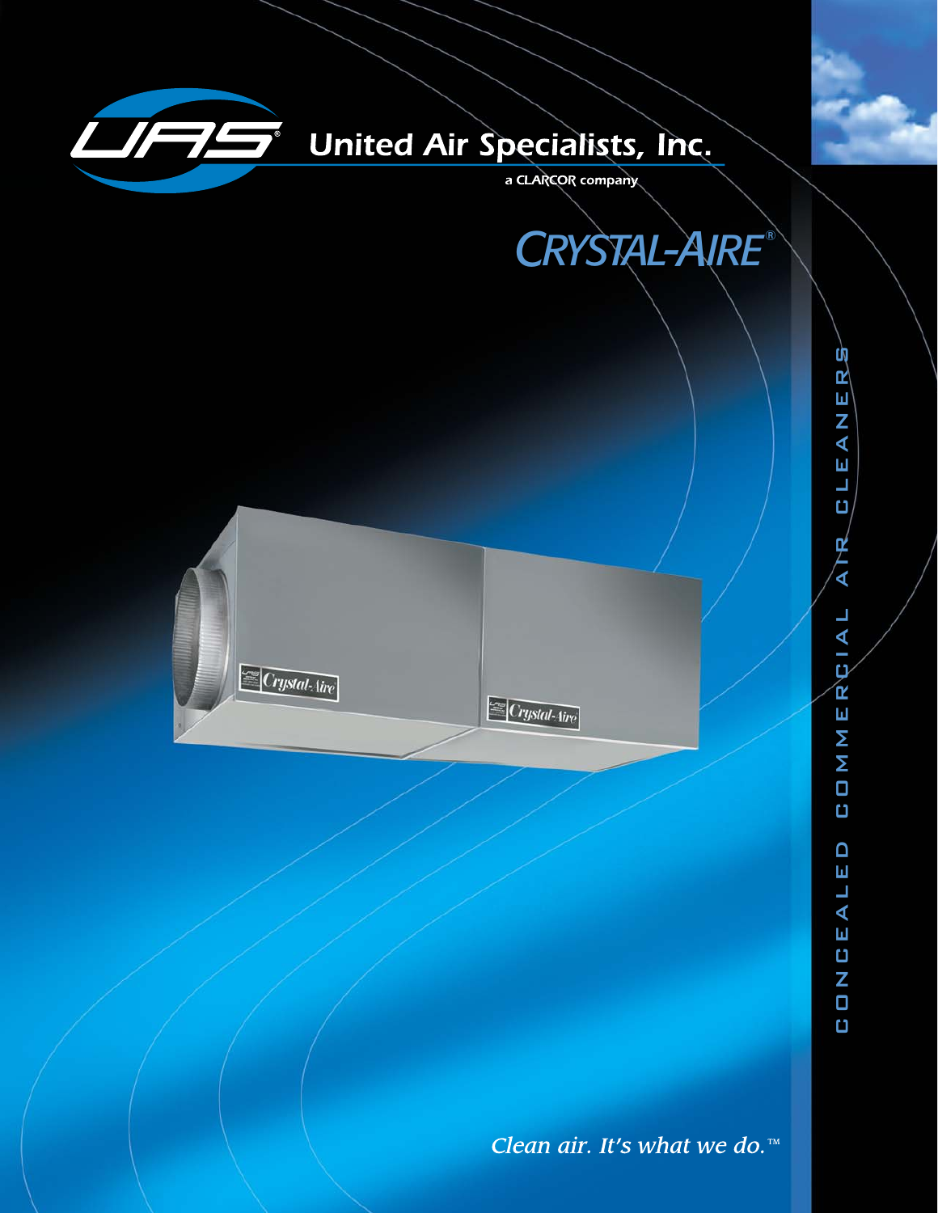# United Air Specialists, Inc.

a CLARCOR company

## CRYSTAL-AIRE®

CONCEALED COMMERCIAL AIR CLEANERS

*Clean air. It's what we do.™*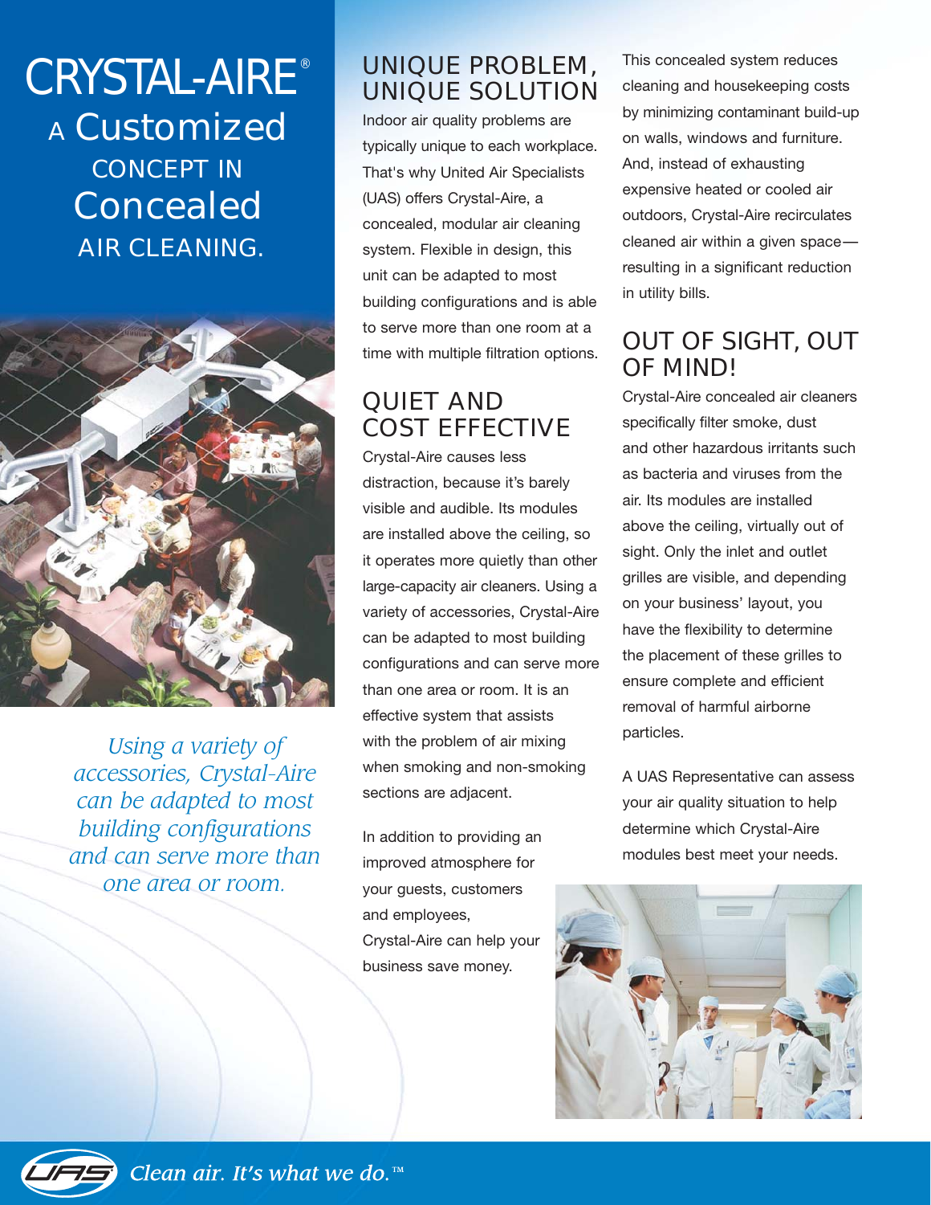# CRYSTAL-AIRE®

## A Customized CONCEPT IN Concealed AIR CLEANING.

*Using a variety of accessories, Crystal-Aire can be adapted to most building configurations and can serve more than one area or room.*

## UNIQUE PROBLEM, UNIQUE SOLUTION

Indoor air quality problems are typically unique to each workplace. That's why United Air Specialists (UAS) offers Crystal-Aire, a concealed, modular air cleaning system. Flexible in design, this unit can be adapted to most building configurations and is able to serve more than one room at a time with multiple filtration options.

## QUIET AND COST EFFECTIVE

Crystal-Aire causes less distraction, because it's barely visible and audible. Its modules are installed above the ceiling, so it operates more quietly than other large-capacity air cleaners. Using a variety of accessories, Crystal-Aire can be adapted to most building configurations and can serve more than one area or room. It is an effective system that assists with the problem of air mixing when smoking and non-smoking sections are adjacent.

In addition to providing an improved atmosphere for your guests, customers and employees, Crystal-Aire can help your business save money.

This concealed system reduces cleaning and housekeeping costs by minimizing contaminant build-up on walls, windows and furniture. And, instead of exhausting expensive heated or cooled air outdoors, Crystal-Aire recirculates cleaned air within a given space—resulting in a significant reduction in utility bills.

## OUT OF SIGHT, OUT OF MIND!

Crystal-Aire concealed air cleaners specifically filter smoke, dust and other hazardous irritants such as bacteria and viruses from the air. Its modules are installed above the ceiling, virtually out of sight. Only the inlet and outlet grilles are visible, and depending on your business' layout, you have the flexibility to determine the placement of these grilles to ensure complete and efficient removal of harmful airborne particles.

A UAS Representative can assess your air quality situation to help determine which Crystal-Aire modules best meet your needs.

*Clean air. It's what we do.™*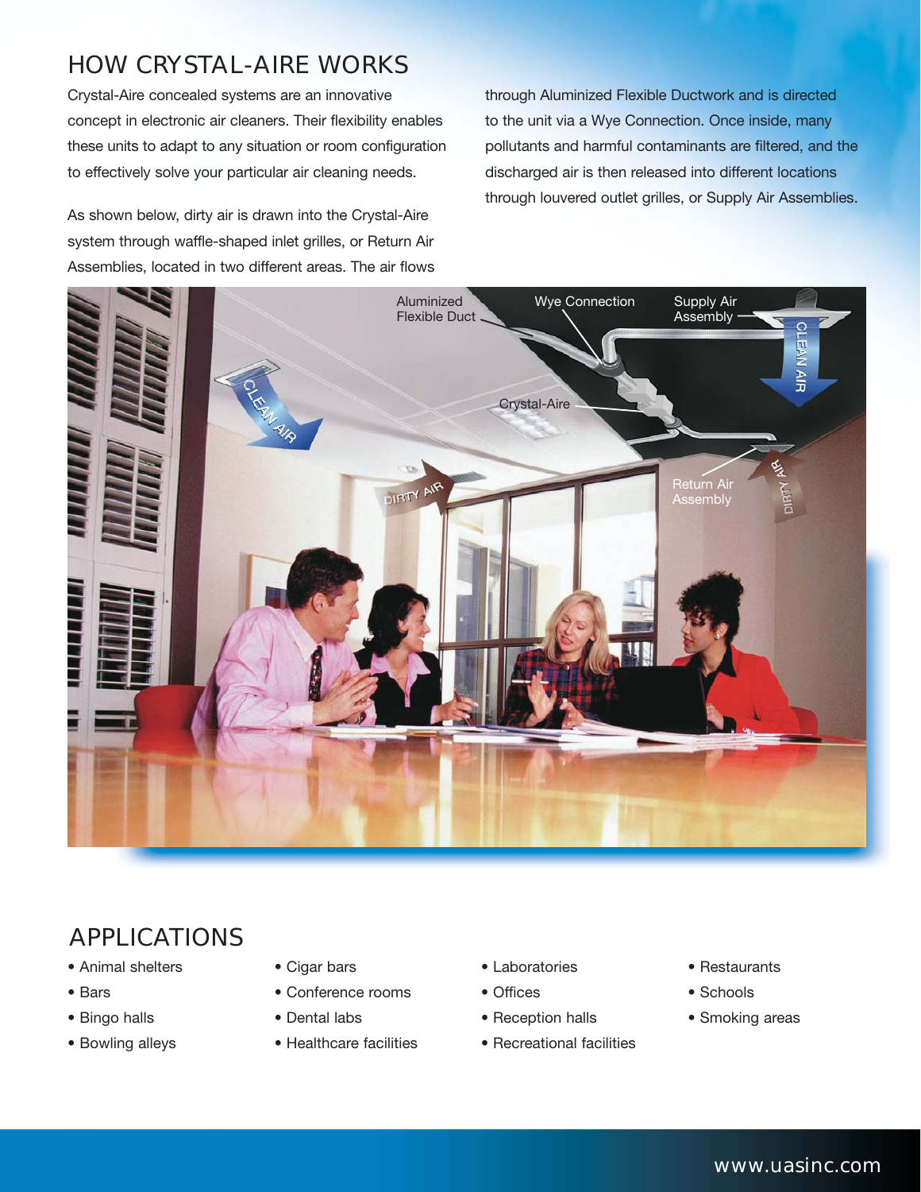## HOW CRYSTAL-AIRE WORKS

Crystal-Aire concealed systems are an innovative concept in electronic air cleaners. Their flexibility enables these units to adapt to any situation or room configuration to effectively solve your particular air cleaning needs.

As shown below, dirty air is drawn into the Crystal-Aire system through waffle-shaped inlet grilles, or Return Air Assemblies, located in two different areas. The air flows through Aluminized Flexible Ductwork and is directed to the unit via a Wye Connection. Once inside, many pollutants and harmful contaminants are filtered, and the discharged air is then released into different locations through louvered outlet grilles, or Supply Air Assemblies.

## APPLICATIONS

- Animal shelters
- Bars
- Bingo halls
- Bowling alleys
- Cigar bars
- Conference rooms
- Dental labs
- Healthcare facilities
- Laboratories
- Offices
- Reception halls
- Recreational facilities
- Restaurants
- Schools
- Smoking areas

www.uasinc.com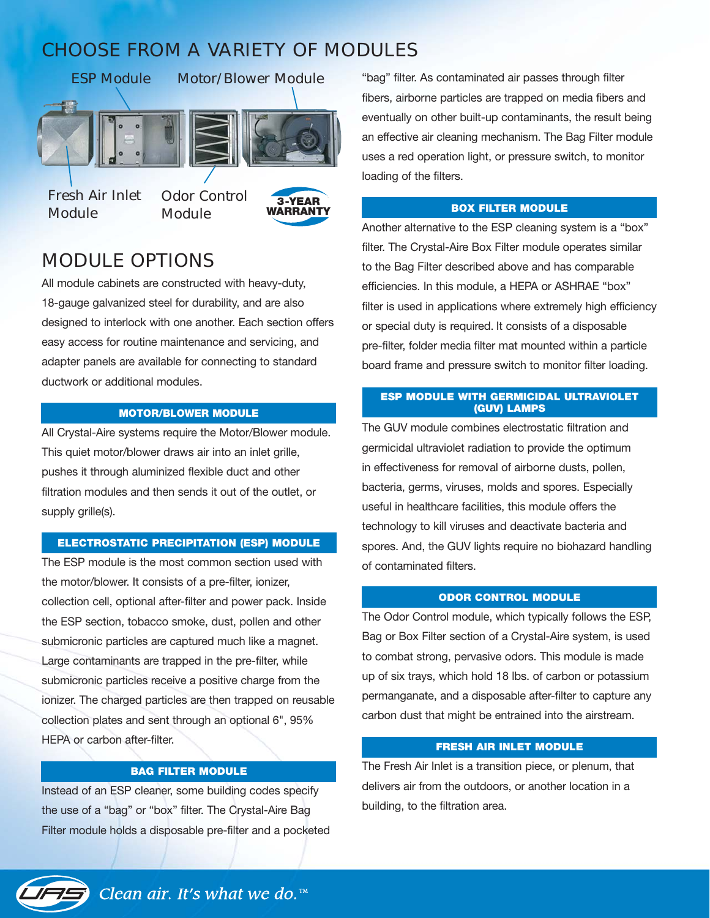# CHOOSE FROM A VARIETY OF MODULES

ESP Module

Motor/Blower Module

Fresh Air Inlet Module

Odor Control Module

3-YEAR WARRANTY

# MODULE OPTIONS

All module cabinets are constructed with heavy-duty, 18-gauge galvanized steel for durability, and are also designed to interlock with one another. Each section offers easy access for routine maintenance and servicing, and adapter panels are available for connecting to standard ductwork or additional modules.

### MOTOR/BLOWER MODULE

All Crystal-Aire systems require the Motor/Blower module. This quiet motor/blower draws air into an inlet grille, pushes it through aluminized flexible duct and other filtration modules and then sends it out of the outlet, or supply grille(s).

### ELECTROSTATIC PRECIPITATION (ESP) MODULE

The ESP module is the most common section used with the motor/blower. It consists of a pre-filter, ionizer, collection cell, optional after-filter and power pack. Inside the ESP section, tobacco smoke, dust, pollen and other submicronic particles are captured much like a magnet. Large contaminants are trapped in the pre-filter, while submicronic particles receive a positive charge from the ionizer. The charged particles are then trapped on reusable collection plates and sent through an optional 6", 95% HEPA or carbon after-filter.

### BAG FILTER MODULE

Instead of an ESP cleaner, some building codes specify the use of a "bag" or "box" filter. The Crystal-Aire Bag Filter module holds a disposable pre-filter and a pocketed "bag" filter. As contaminated air passes through filter fibers, airborne particles are trapped on media fibers and eventually on other built-up contaminants, the result being an effective air cleaning mechanism. The Bag Filter module uses a red operation light, or pressure switch, to monitor loading of the filters.

### BOX FILTER MODULE

Another alternative to the ESP cleaning system is a "box" filter. The Crystal-Aire Box Filter module operates similar to the Bag Filter described above and has comparable efficiencies. In this module, a HEPA or ASHRAE "box" filter is used in applications where extremely high efficiency or special duty is required. It consists of a disposable pre-filter, folder media filter mat mounted within a particle board frame and pressure switch to monitor filter loading.

### ESP MODULE WITH GERMICIDAL ULTRAVIOLET (GUV) LAMPS

The GUV module combines electrostatic filtration and germicidal ultraviolet radiation to provide the optimum in effectiveness for removal of airborne dusts, pollen, bacteria, germs, viruses, molds and spores. Especially useful in healthcare facilities, this module offers the technology to kill viruses and deactivate bacteria and spores. And, the GUV lights require no biohazard handling of contaminated filters.

### ODOR CONTROL MODULE

The Odor Control module, which typically follows the ESP, Bag or Box Filter section of a Crystal-Aire system, is used to combat strong, pervasive odors. This module is made up of six trays, which hold 18 lbs. of carbon or potassium permanganate, and a disposable after-filter to capture any carbon dust that might be entrained into the airstream.

### FRESH AIR INLET MODULE

The Fresh Air Inlet is a transition piece, or plenum, that delivers air from the outdoors, or another location in a building, to the filtration area.

*Clean air. It's what we do.*™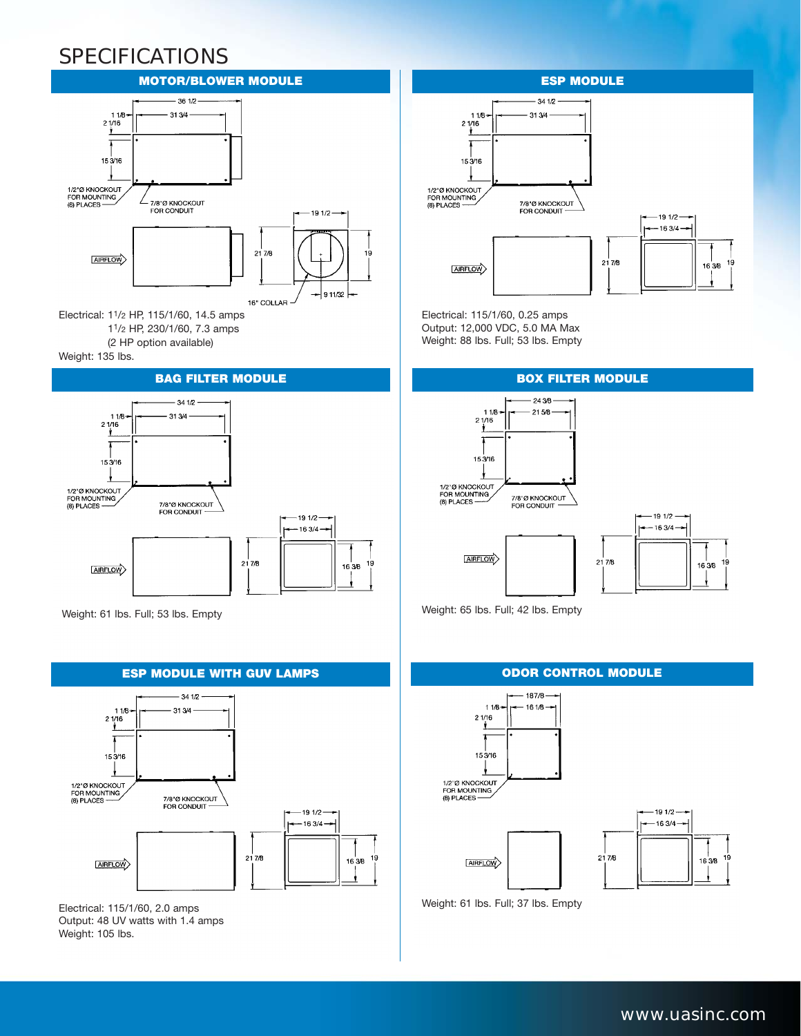# SPECIFICATIONS

## MOTOR/BLOWER MODULE

Electrical: 1 1/2 HP, 115/1/60, 14.5 amps
1 1/2 HP, 230/1/60, 7.3 amps
(2 HP option available)
Weight: 135 lbs.

## ESP MODULE

Electrical: 115/1/60, 0.25 amps
Output: 12,000 VDC, 5.0 MA Max
Weight: 88 lbs. Full; 53 lbs. Empty

## BAG FILTER MODULE

Weight: 61 lbs. Full; 53 lbs. Empty

## BOX FILTER MODULE

Weight: 65 lbs. Full; 42 lbs. Empty

## ESP MODULE WITH GUV LAMPS

Electrical: 115/1/60, 2.0 amps
Output: 48 UV watts with 1.4 amps
Weight: 105 lbs.

## ODOR CONTROL MODULE

Weight: 61 lbs. Full; 37 lbs. Empty

www.uasinc.com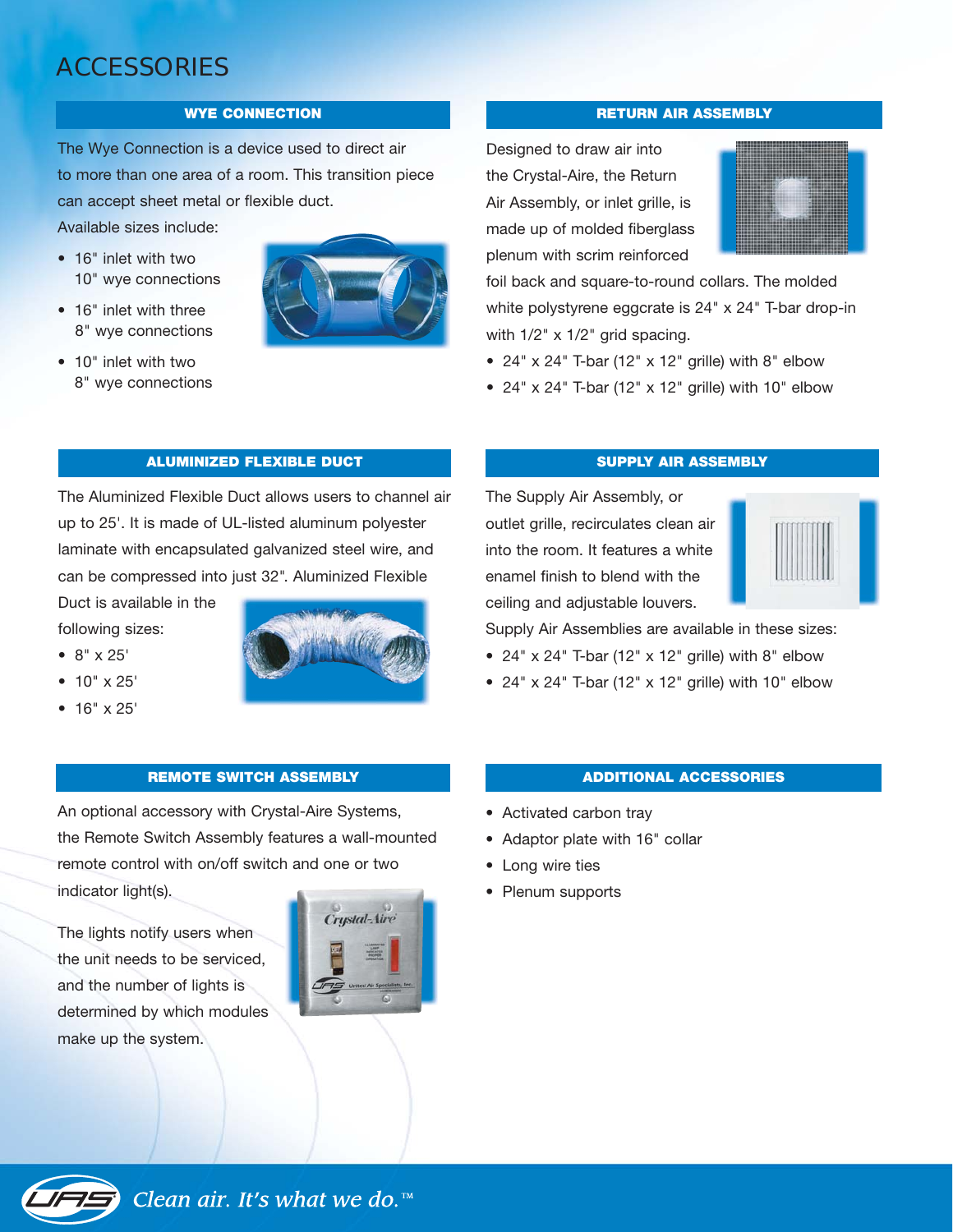# ACCESSORIES

## WYE CONNECTION

The Wye Connection is a device used to direct air to more than one area of a room. This transition piece can accept sheet metal or flexible duct.

Available sizes include:

- 16" inlet with two 10" wye connections
- 16" inlet with three 8" wye connections
- 10" inlet with two 8" wye connections

## RETURN AIR ASSEMBLY

Designed to draw air into the Crystal-Aire, the Return Air Assembly, or inlet grille, is made up of molded fiberglass plenum with scrim reinforced foil back and square-to-round collars. The molded white polystyrene eggcrate is 24" x 24" T-bar drop-in with 1/2" x 1/2" grid spacing.

- 24" x 24" T-bar (12" x 12" grille) with 8" elbow
- 24" x 24" T-bar (12" x 12" grille) with 10" elbow

## ALUMINIZED FLEXIBLE DUCT

The Aluminized Flexible Duct allows users to channel air up to 25'. It is made of UL-listed aluminum polyester laminate with encapsulated galvanized steel wire, and can be compressed into just 32". Aluminized Flexible Duct is available in the following sizes:

- 8" x 25'
- 10" x 25'
- 16" x 25'

## SUPPLY AIR ASSEMBLY

The Supply Air Assembly, or outlet grille, recirculates clean air into the room. It features a white enamel finish to blend with the ceiling and adjustable louvers.

Supply Air Assemblies are available in these sizes:

- 24" x 24" T-bar (12" x 12" grille) with 8" elbow
- 24" x 24" T-bar (12" x 12" grille) with 10" elbow

## REMOTE SWITCH ASSEMBLY

An optional accessory with Crystal-Aire Systems, the Remote Switch Assembly features a wall-mounted remote control with on/off switch and one or two indicator light(s).

The lights notify users when the unit needs to be serviced, and the number of lights is determined by which modules make up the system.

## ADDITIONAL ACCESSORIES

- Activated carbon tray
- Adaptor plate with 16" collar
- Long wire ties
- Plenum supports

*Clean air. It's what we do.*™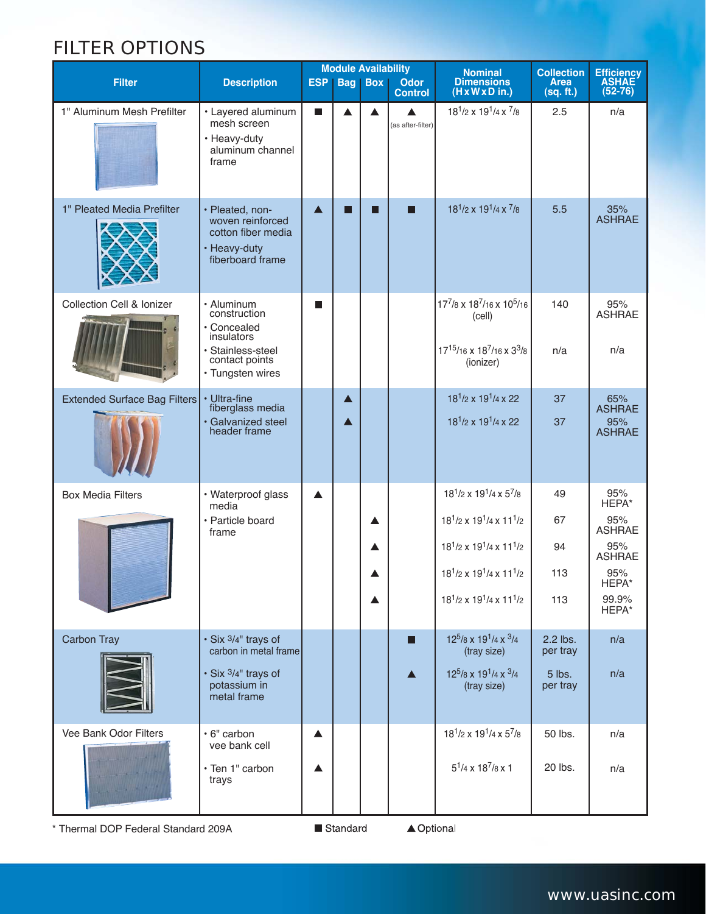# FILTER OPTIONS

| Filter | Description | Module Availability | | | | Nominal Dimensions (H x W x D in.) | Collection Area (sq. ft.) | Efficiency ASHAE (52-76) |
|---|---|---|---|---|---|---|---|---|
| | | ESP | Bag | Box | Odor Control | | | |
| 1" Aluminum Mesh Prefilter | • Layered aluminum mesh screen<br>• Heavy-duty aluminum channel frame | ■ | ▲ | ▲ | ▲ (as after-filter) | $18^1/2$ x $19^1/4$ x $^7/8$ | 2.5 | n/a |
| 1" Pleated Media Prefilter | • Pleated, non-woven reinforced cotton fiber media<br>• Heavy-duty fiberboard frame | ▲ | ■ | ■ | ■ | $18^1/2$ x $19^1/4$ x $^7/8$ | 5.5 | 35% ASHRAE |
| Collection Cell & Ionizer | • Aluminum construction<br>• Concealed insulators<br>• Stainless-steel contact points<br>• Tungsten wires | ■ | | | | $17^7/8$ x $18^7/16$ x $10^5/16$ (cell)<br>$17^{15}/16$ x $18^7/16$ x $3^3/8$ (ionizer) | 140<br>n/a | 95% ASHRAE<br>n/a |
| Extended Surface Bag Filters | • Ultra-fine fiberglass media<br>• Galvanized steel header frame | | ▲ | | | $18^1/2$ x $19^1/4$ x 22 | 37 | 65% ASHRAE |
| | | | ▲ | | | $18^1/2$ x $19^1/4$ x 22 | 37 | 95% ASHRAE |
| Box Media Filters | • Waterproof glass media<br>• Particle board frame | ▲ | | | | $18^1/2$ x $19^1/4$ x $5^7/8$ | 49 | 95% HEPA* |
| | | | | ▲ | | $18^1/2$ x $19^1/4$ x $11^1/2$ | 67 | 95% ASHRAE |
| | | | | ▲ | | $18^1/2$ x $19^1/4$ x $11^1/2$ | 94 | 95% ASHRAE |
| | | | | ▲ | | $18^1/2$ x $19^1/4$ x $11^1/2$ | 113 | 95% HEPA* |
| | | | | ▲ | | $18^1/2$ x $19^1/4$ x $11^1/2$ | 113 | 99.9% HEPA* |
| Carbon Tray | • Six 3/4" trays of carbon in metal frame | | | | ■ | $12^5/8$ x $19^1/4$ x $^3/4$ (tray size) | 2.2 lbs. per tray | n/a |
| | • Six 3/4" trays of potassium in metal frame | | | | ▲ | $12^5/8$ x $19^1/4$ x $^3/4$ (tray size) | 5 lbs. per tray | n/a |
| Vee Bank Odor Filters | • 6" carbon vee bank cell | ▲ | | | | $18^1/2$ x $19^1/4$ x $5^7/8$ | 50 lbs. | n/a |
| | • Ten 1" carbon trays | ▲ | | | | $5^1/4$ x $18^7/8$ x 1 | 20 lbs. | n/a |

\* Thermal DOP Federal Standard 209A

■ Standard ▲ Optional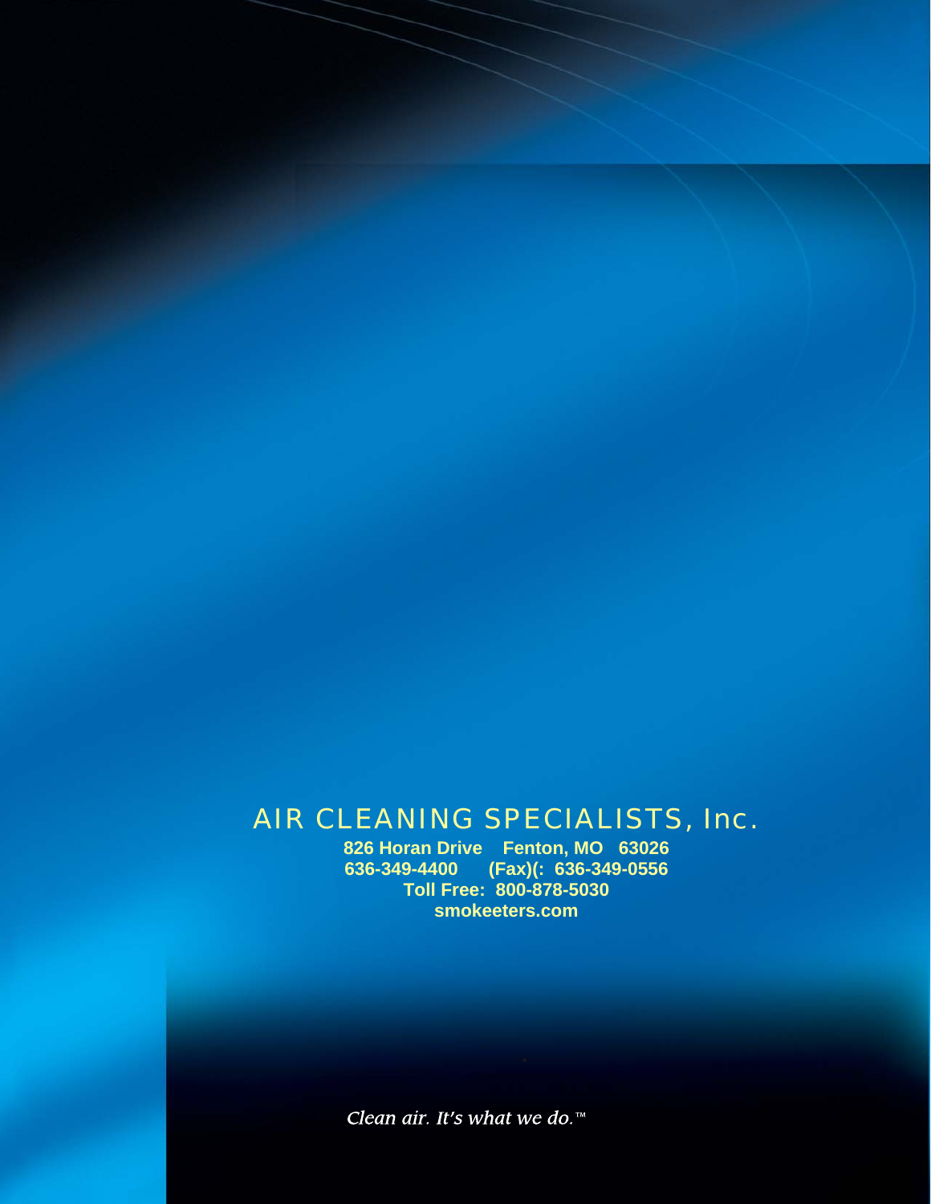AIR CLEANING SPECIALISTS, Inc.

**826 Horan Drive Fenton, MO 63026**
**636-349-4400 (Fax)(: 636-349-0556**
**Toll Free: 800-878-5030**
**smokeeters.com**

*Clean air. It's what we do.™*